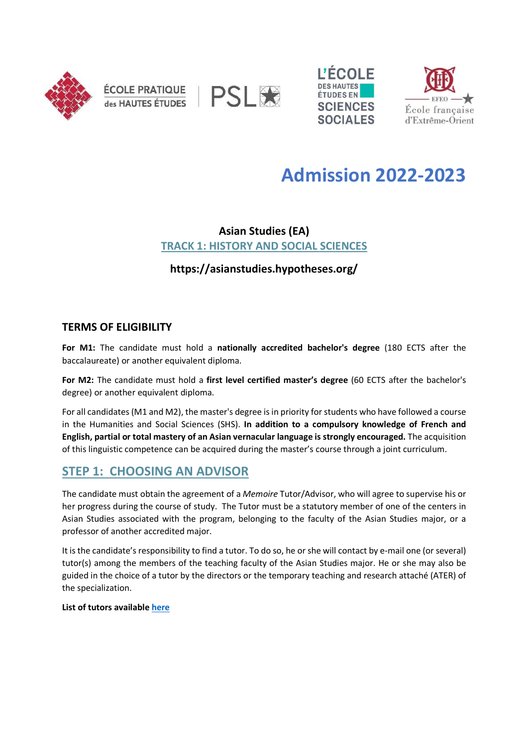# Admission 2022-2023

## Asian Studies (EA)

### TRACK 1: HISTORY AND SOCIAL SCIENCES

**https://asianstudies.hypotheses.org/**

## TERMS OF ELIGIBILITY

**For M1:** The candidate must hold a **nationally accredited bachelor's degree** (180 ECTS after the baccalaureate) or another equivalent diploma.

**For M2:** The candidate must hold a **first level certified master's degree** (60 ECTS after the bachelor's degree) or another equivalent diploma.

For all candidates (M1 and M2), the master's degree is in priority for students who have followed a course in the Humanities and Social Sciences (SHS). **In addition to a compulsory knowledge of French and English, partial or total mastery of an Asian vernacular language is strongly encouraged.** The acquisition of this linguistic competence can be acquired during the master's course through a joint curriculum.

## STEP 1: CHOOSING AN ADVISOR

The candidate must obtain the agreement of a *Memoire* Tutor/Advisor, who will agree to supervise his or her progress during the course of study. The Tutor must be a statutory member of one of the centers in Asian Studies associated with the program, belonging to the faculty of the Asian Studies major, or a professor of another accredited major.

It is the candidate's responsibility to find a tutor. To do so, he or she will contact by e-mail one (or several) tutor(s) among the members of the teaching faculty of the Asian Studies major. He or she may also be guided in the choice of a tutor by the directors or the temporary teaching and research attaché (ATER) of the specialization.

**List of tutors available here**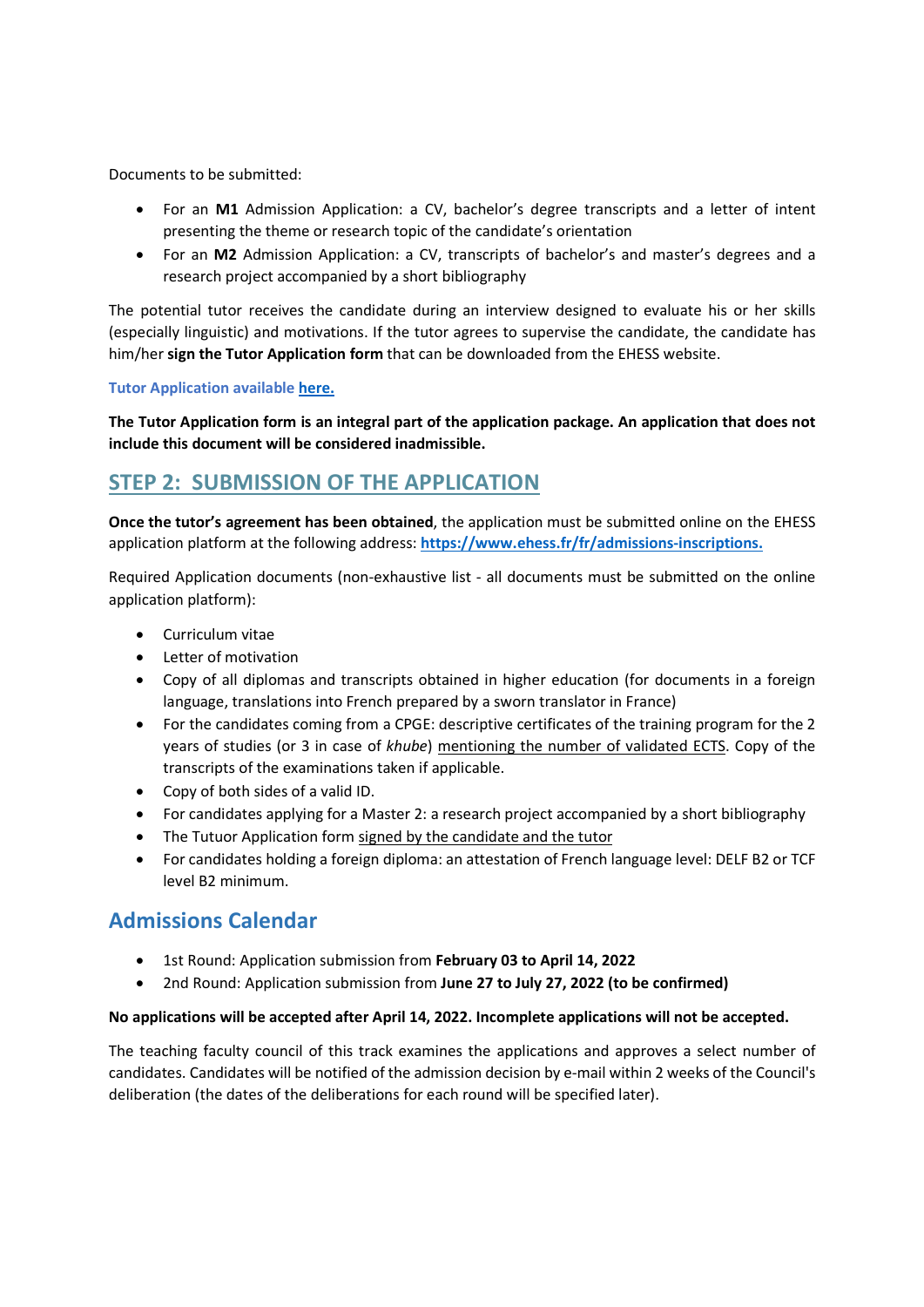Documents to be submitted:

- For an **M1** Admission Application: a CV, bachelor's degree transcripts and a letter of intent presenting the theme or research topic of the candidate's orientation
- For an **M2** Admission Application: a CV, transcripts of bachelor's and master's degrees and a research project accompanied by a short bibliography

The potential tutor receives the candidate during an interview designed to evaluate his or her skills (especially linguistic) and motivations. If the tutor agrees to supervise the candidate, the candidate has him/her **sign the Tutor Application form** that can be downloaded from the EHESS website.

**Tutor Application available here.**

**The Tutor Application form is an integral part of the application package. An application that does not include this document will be considered inadmissible.**

## STEP 2: SUBMISSION OF THE APPLICATION

**Once the tutor's agreement has been obtained**, the application must be submitted online on the EHESS application platform at the following address: **https://www.ehess.fr/fr/admissions-inscriptions.**

Required Application documents (non-exhaustive list - all documents must be submitted on the online application platform):

- Curriculum vitae
- Letter of motivation
- Copy of all diplomas and transcripts obtained in higher education (for documents in a foreign language, translations into French prepared by a sworn translator in France)
- For the candidates coming from a CPGE: descriptive certificates of the training program for the 2 years of studies (or 3 in case of *khube*) mentioning the number of validated ECTS. Copy of the transcripts of the examinations taken if applicable.
- Copy of both sides of a valid ID.
- For candidates applying for a Master 2: a research project accompanied by a short bibliography
- The Tutuor Application form signed by the candidate and the tutor
- For candidates holding a foreign diploma: an attestation of French language level: DELF B2 or TCF level B2 minimum.

## Admissions Calendar

- 1st Round: Application submission from **February 03 to April 14, 2022**
- 2nd Round: Application submission from **June 27 to July 27, 2022 (to be confirmed)**

**No applications will be accepted after April 14, 2022. Incomplete applications will not be accepted.**

The teaching faculty council of this track examines the applications and approves a select number of candidates. Candidates will be notified of the admission decision by e-mail within 2 weeks of the Council's deliberation (the dates of the deliberations for each round will be specified later).